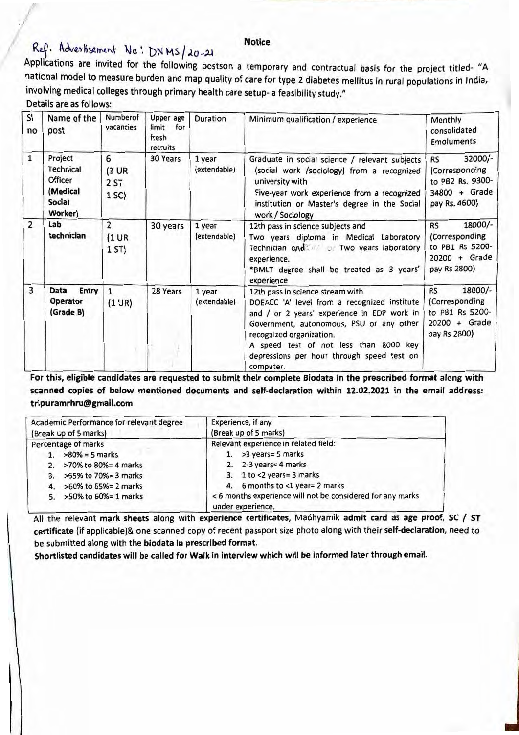**Notice**

Ref. Advertisement No: DNMS/20-21

Applications are invited for the following postson a temporary and contractual basis for the project titled- "A national model to measure burden and map quality of care for type 2 diabetes mellitus in rural populations in India, involving medical colleges through primary health care setup- a feasibility study."

Details are as follows:

| Sl no | Name of the post | Numberof vacancies | Upper age limit for fresh recruits | Duration | Minimum qualification / experience | Monthly consolidated Emoluments |
|---|---|---|---|---|---|---|
| 1 | Project Technical Officer (Medical Social Worker) | 6 (3 UR 2 ST 1 SC) | 30 Years | 1 year (extendable) | Graduate in social science / relevant subjects (social work /sociology) from a recognized university with Five-year work experience from a recognized institution or Master's degree in the Social work / Sociology | RS 32000/- (Corresponding to PB2 Rs. 9300-34800 + Grade pay Rs. 4600) |
| 2 | Lab technician | 2 (1 UR 1 ST) | 30 years | 1 year (extendable) | 12th pass in science subjects and Two years diploma in Medical Laboratory Technician and or Two years laboratory experience. *BMLT degree shall be treated as 3 years' experience | RS 18000/- (Corresponding to PB1 Rs 5200-20200 + Grade pay Rs 2800) |
| 3 | Data Entry Operator (Grade B) | 1 (1 UR) | 28 Years | 1 year (extendable) | 12th pass in science stream with DOEACC 'A' level from a recognized institute and / or 2 years' experience in EDP work in Government, autonomous, PSU or any other recognized organization. A speed test of not less than 8000 key depressions per hour through speed test on computer. | RS 18000/- (Corresponding to PB1 Rs 5200-20200 + Grade pay Rs 2800) |

**For this, eligible candidates are requested to submit their complete Biodata in the prescribed format along with scanned copies of below mentioned documents and self-declaration within 12.02.2021 in the email address: tripuramrhru@gmail.com**

| Academic Performance for relevant degree (Break up of 5 marks) | Experience, if any (Break up of 5 marks) |
|---|---|
| Percentage of marks<br>1. >80% = 5 marks<br>2. >70% to 80%= 4 marks<br>3. >65% to 70%= 3 marks<br>4. >60% to 65%= 2 marks<br>5. >50% to 60%= 1 marks | Relevant experience in related field:<br>1. >3 years= 5 marks<br>2. 2-3 years= 4 marks<br>3. 1 to <2 years= 3 marks<br>4. 6 months to <1 year= 2 marks<br>< 6 months experience will not be considered for any marks under experience. |

All the relevant **mark sheets** along with **experience certificates**, Madhyamik **admit card** as **age proof**, **SC / ST certificate** (if applicable)& one scanned copy of recent passport size photo along with their **self-declaration**, need to be submitted along with the **biodata in prescribed format.**

**Shortlisted candidates will be called for Walk in interview which will be informed later through email.**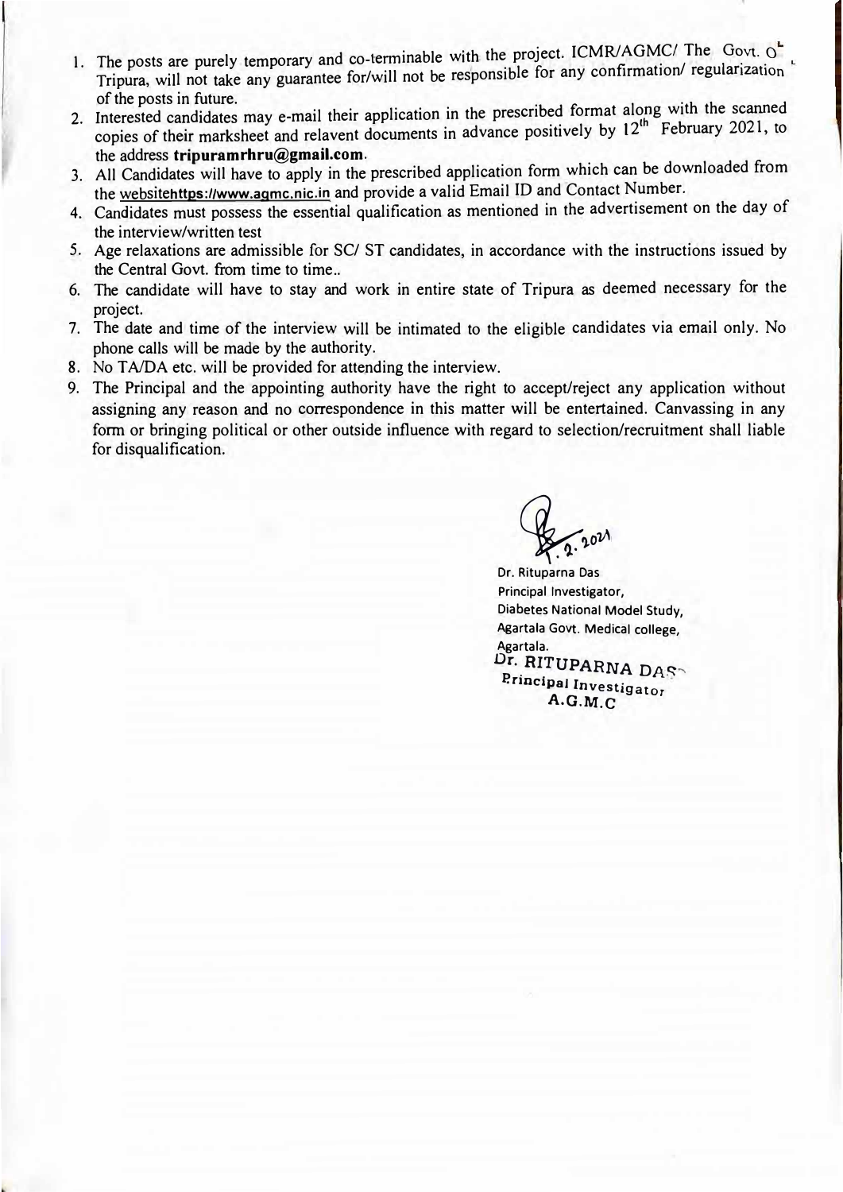1. The posts are purely temporary and co-terminable with the project. ICMR/AGMC/ The Govt. of Tripura, will not take any guarantee for/will not be responsible for any confirmation/ regularization of the posts in future.
2. Interested candidates may e-mail their application in the prescribed format along with the scanned copies of their marksheet and relavent documents in advance positively by 12th February 2021, to the address **tripuramrhru@gmail.com**.
3. All Candidates will have to apply in the prescribed application form which can be downloaded from the websitehttps://www.agmc.nic.in and provide a valid Email ID and Contact Number.
4. Candidates must possess the essential qualification as mentioned in the advertisement on the day of the interview/written test
5. Age relaxations are admissible for SC/ ST candidates, in accordance with the instructions issued by the Central Govt. from time to time..
6. The candidate will have to stay and work in entire state of Tripura as deemed necessary for the project.
7. The date and time of the interview will be intimated to the eligible candidates via email only. No phone calls will be made by the authority.
8. No TA/DA etc. will be provided for attending the interview.
9. The Principal and the appointing authority have the right to accept/reject any application without assigning any reason and no correspondence in this matter will be entertained. Canvassing in any form or bringing political or other outside influence with regard to selection/recruitment shall liable for disqualification.

1.2.2021

Dr. Rituparna Das
Principal Investigator,
Diabetes National Model Study,
Agartala Govt. Medical college,
Agartala.

Dr. RITUPARNA DAS
Principal Investigator
A.G.M.C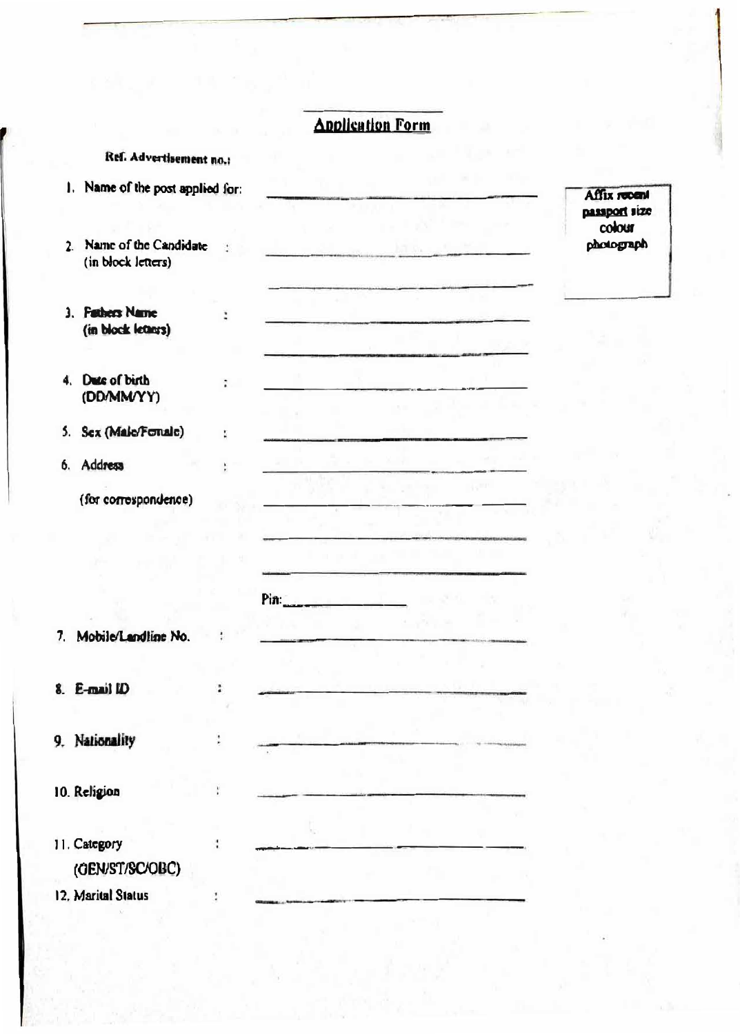# Application Form

**Ref. Advertisement no.:**

1. Name of the post applied for: \_\_\_\_\_\_\_\_\_\_\_\_\_\_\_\_\_\_\_\_\_\_\_\_\_\_\_\_\_\_

**Affix recent passport size colour photograph**

2. Name of the Candidate (in block letters) : \_\_\_\_\_\_\_\_\_\_\_\_\_\_\_\_\_\_\_\_\_\_\_\_\_\_\_\_\_\_

   \_\_\_\_\_\_\_\_\_\_\_\_\_\_\_\_\_\_\_\_\_\_\_\_\_\_\_\_\_\_

3. Fathers Name (in block letters) : \_\_\_\_\_\_\_\_\_\_\_\_\_\_\_\_\_\_\_\_\_\_\_\_\_\_\_\_\_\_

   \_\_\_\_\_\_\_\_\_\_\_\_\_\_\_\_\_\_\_\_\_\_\_\_\_\_\_\_\_\_

4. Date of birth (DD/MM/YY) : \_\_\_\_\_\_\_\_\_\_\_\_\_\_\_\_\_\_\_\_\_\_\_\_\_\_\_\_\_\_

5. Sex (Male/Female) : \_\_\_\_\_\_\_\_\_\_\_\_\_\_\_\_\_\_\_\_\_\_\_\_\_\_\_\_\_\_

6. Address (for correspondence) : \_\_\_\_\_\_\_\_\_\_\_\_\_\_\_\_\_\_\_\_\_\_\_\_\_\_\_\_\_\_

   \_\_\_\_\_\_\_\_\_\_\_\_\_\_\_\_\_\_\_\_\_\_\_\_\_\_\_\_\_\_

   \_\_\_\_\_\_\_\_\_\_\_\_\_\_\_\_\_\_\_\_\_\_\_\_\_\_\_\_\_\_

   \_\_\_\_\_\_\_\_\_\_\_\_\_\_\_\_\_\_\_\_\_\_\_\_\_\_\_\_\_\_

   Pin: \_\_\_\_\_\_\_\_\_\_\_\_\_\_\_

7. Mobile/Landline No. : \_\_\_\_\_\_\_\_\_\_\_\_\_\_\_\_\_\_\_\_\_\_\_\_\_\_\_\_\_\_

8. E-mail ID : \_\_\_\_\_\_\_\_\_\_\_\_\_\_\_\_\_\_\_\_\_\_\_\_\_\_\_\_\_\_

9. Nationality : \_\_\_\_\_\_\_\_\_\_\_\_\_\_\_\_\_\_\_\_\_\_\_\_\_\_\_\_\_\_

10. Religion : \_\_\_\_\_\_\_\_\_\_\_\_\_\_\_\_\_\_\_\_\_\_\_\_\_\_\_\_\_\_

11. Category (GEN/ST/SC/OBC) : \_\_\_\_\_\_\_\_\_\_\_\_\_\_\_\_\_\_\_\_\_\_\_\_\_\_\_\_\_\_

12. Marital Status : \_\_\_\_\_\_\_\_\_\_\_\_\_\_\_\_\_\_\_\_\_\_\_\_\_\_\_\_\_\_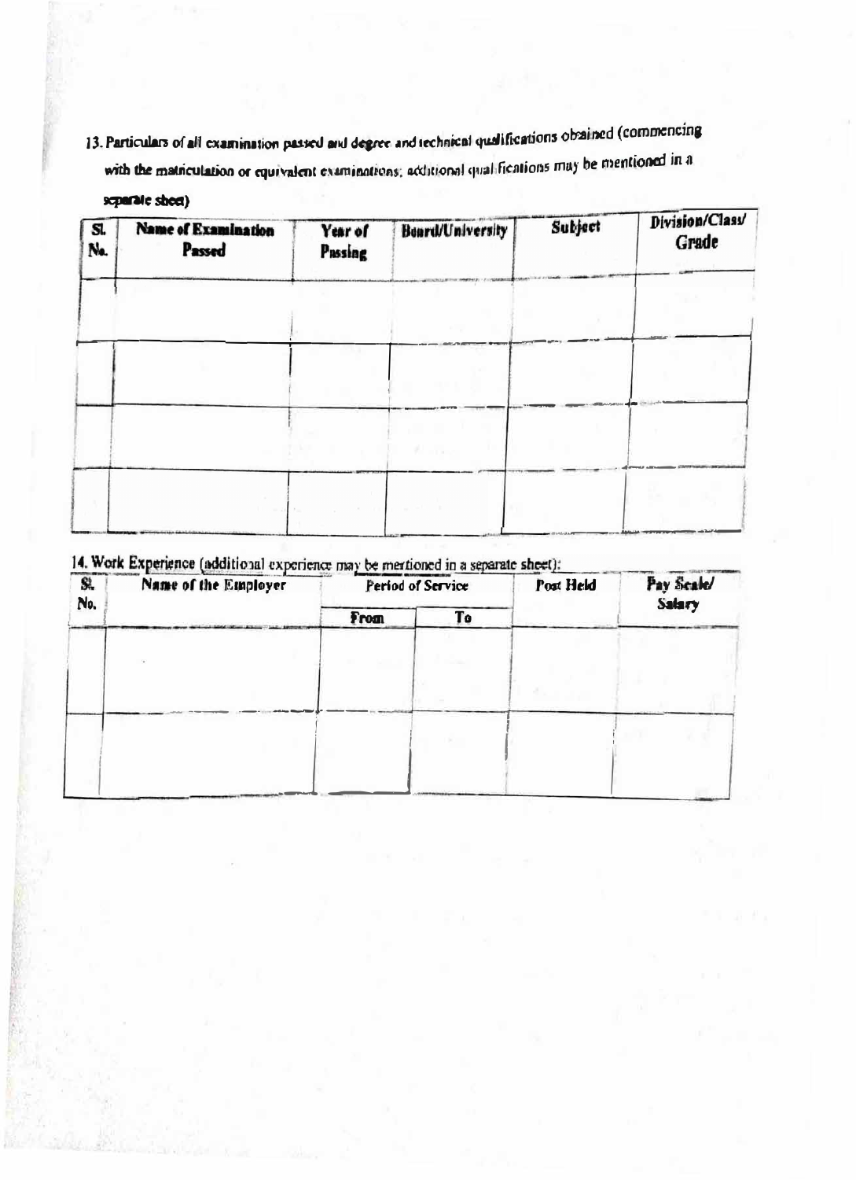13. Particulars of all examination passed and degree and technical qualifications obtained (commencing with the matriculation or equivalent examinations; additional qualifications may be mentioned in a separate sheet)

| Sl. No. | Name of Examination Passed | Year of Passing | Board/University | Subject | Division/Class/ Grade |
|---|---|---|---|---|---|
| | | | | | |
| | | | | | |
| | | | | | |
| | | | | | |

14. Work Experience (additional experience may be mentioned in a separate sheet):

| Sl. No. | Name of the Employer | Period of Service | | Post Held | Pay Scale/ Salary |
|---|---|---|---|---|---|
| | | From | To | | |
| | | | | | |
| | | | | | |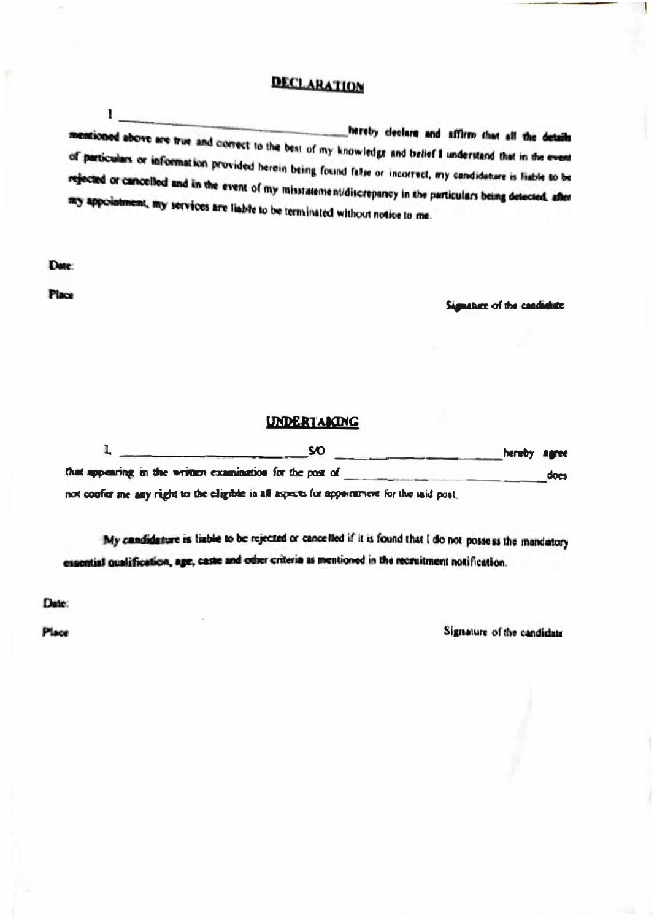## DECLARATION

I ______________________________ hereby declare and affirm that all the details mentioned above are true and correct to the best of my knowledge and belief I understand that in the event of particulars or information provided herein being found false or incorrect, my candidature is liable to be rejected or cancelled and in the event of my misstatement/discrepancy in the particulars being detected, after my appointment, my services are liable to be terminated without notice to me.

Date:

Place

Signature of the candidate

## UNDERTAKING

I, ______________________ S/O ______________________ hereby agree that appearing in the written examination for the post of ______________________ does not confer me any right to the eligible in all aspects for appointment for the said post.

My candidature is liable to be rejected or cancelled if it is found that I do not possess the mandatory essential qualification, age, caste and other criteria as mentioned in the recruitment notification.

Date:

Place

Signature of the candidate